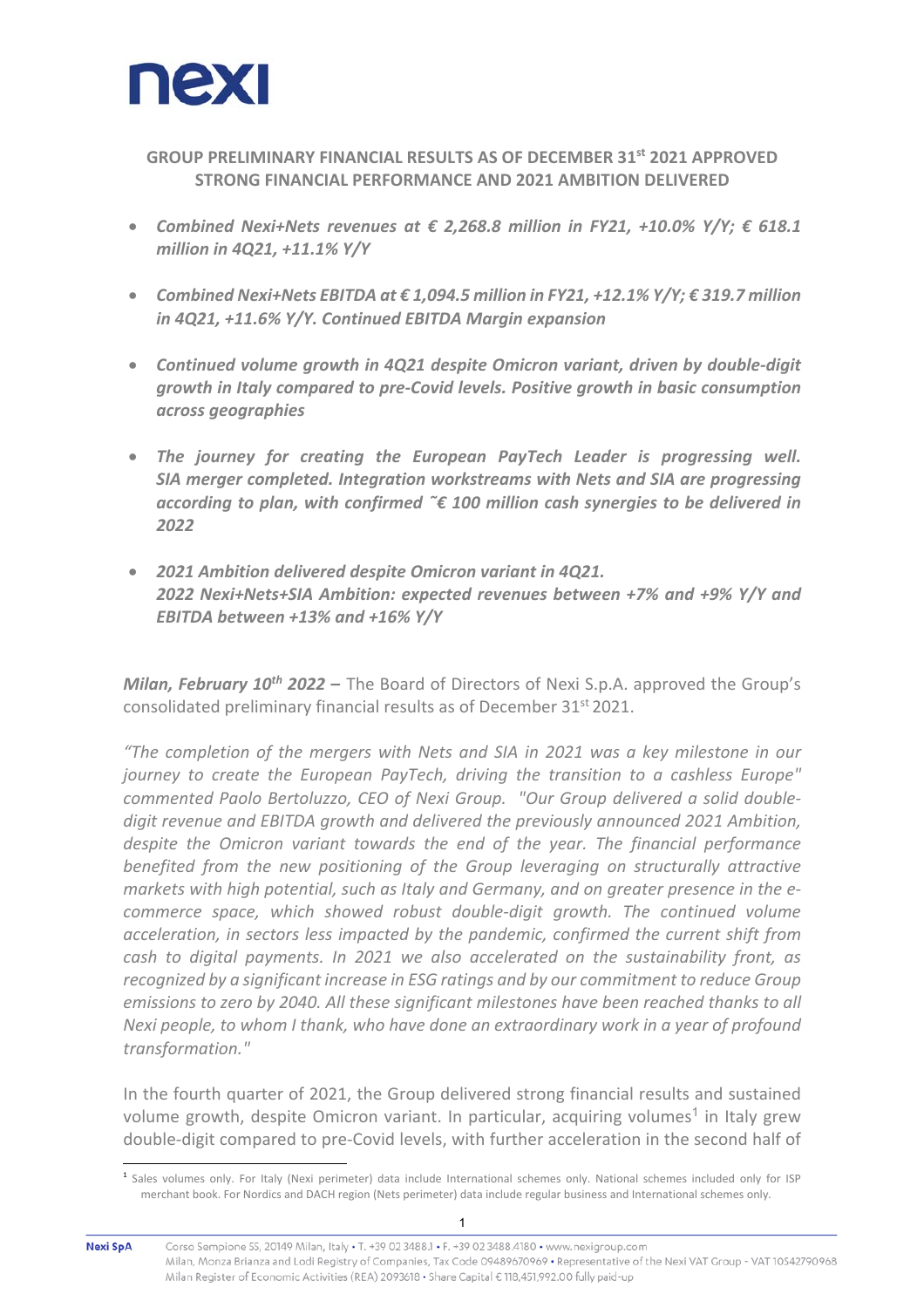**GROUP PRELIMINARY FINANCIAL RESULTS AS OF DECEMBER 31st 2021 APPROVED STRONG FINANCIAL PERFORMANCE AND 2021 AMBITION DELIVERED**

- ***Combined Nexi+Nets revenues at € 2,268.8 million in FY21, +10.0% Y/Y; € 618.1 million in 4Q21, +11.1% Y/Y***
- ***Combined Nexi+Nets EBITDA at € 1,094.5 million in FY21, +12.1% Y/Y; € 319.7 million in 4Q21, +11.6% Y/Y. Continued EBITDA Margin expansion***
- ***Continued volume growth in 4Q21 despite Omicron variant, driven by double-digit growth in Italy compared to pre-Covid levels. Positive growth in basic consumption across geographies***
- ***The journey for creating the European PayTech Leader is progressing well. SIA merger completed. Integration workstreams with Nets and SIA are progressing according to plan, with confirmed ˜€ 100 million cash synergies to be delivered in 2022***
- ***2021 Ambition delivered despite Omicron variant in 4Q21.***
  ***2022 Nexi+Nets+SIA Ambition: expected revenues between +7% and +9% Y/Y and EBITDA between +13% and +16% Y/Y***

***Milan, February 10th 2022 –*** The Board of Directors of Nexi S.p.A. approved the Group's consolidated preliminary financial results as of December 31st 2021.

*"The completion of the mergers with Nets and SIA in 2021 was a key milestone in our journey to create the European PayTech, driving the transition to a cashless Europe" commented Paolo Bertoluzzo, CEO of Nexi Group. "Our Group delivered a solid double-digit revenue and EBITDA growth and delivered the previously announced 2021 Ambition, despite the Omicron variant towards the end of the year. The financial performance benefited from the new positioning of the Group leveraging on structurally attractive markets with high potential, such as Italy and Germany, and on greater presence in the e-commerce space, which showed robust double-digit growth. The continued volume acceleration, in sectors less impacted by the pandemic, confirmed the current shift from cash to digital payments. In 2021 we also accelerated on the sustainability front, as recognized by a significant increase in ESG ratings and by our commitment to reduce Group emissions to zero by 2040. All these significant milestones have been reached thanks to all Nexi people, to whom I thank, who have done an extraordinary work in a year of profound transformation."*

In the fourth quarter of 2021, the Group delivered strong financial results and sustained volume growth, despite Omicron variant. In particular, acquiring volumes[1] in Italy grew double-digit compared to pre-Covid levels, with further acceleration in the second half of

[1] Sales volumes only. For Italy (Nexi perimeter) data include International schemes only. National schemes included only for ISP merchant book. For Nordics and DACH region (Nets perimeter) data include regular business and International schemes only.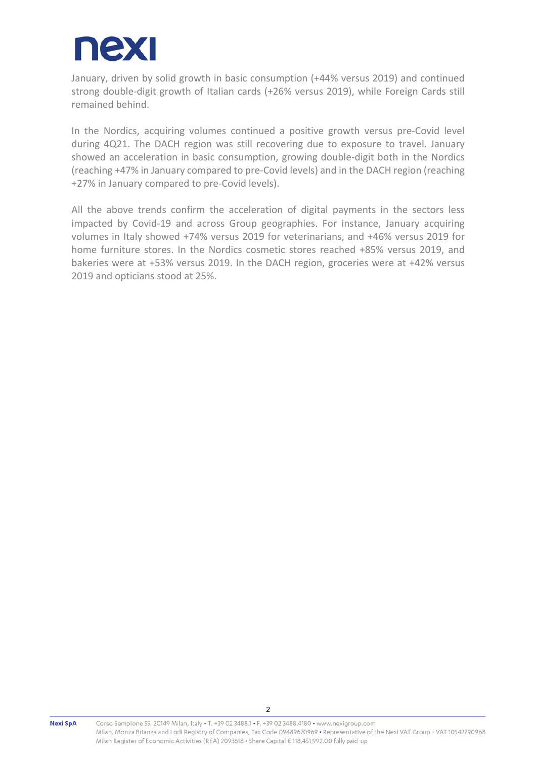January, driven by solid growth in basic consumption (+44% versus 2019) and continued strong double-digit growth of Italian cards (+26% versus 2019), while Foreign Cards still remained behind.

In the Nordics, acquiring volumes continued a positive growth versus pre-Covid level during 4Q21. The DACH region was still recovering due to exposure to travel. January showed an acceleration in basic consumption, growing double-digit both in the Nordics (reaching +47% in January compared to pre-Covid levels) and in the DACH region (reaching +27% in January compared to pre-Covid levels).

All the above trends confirm the acceleration of digital payments in the sectors less impacted by Covid-19 and across Group geographies. For instance, January acquiring volumes in Italy showed +74% versus 2019 for veterinarians, and +46% versus 2019 for home furniture stores. In the Nordics cosmetic stores reached +85% versus 2019, and bakeries were at +53% versus 2019. In the DACH region, groceries were at +42% versus 2019 and opticians stood at 25%.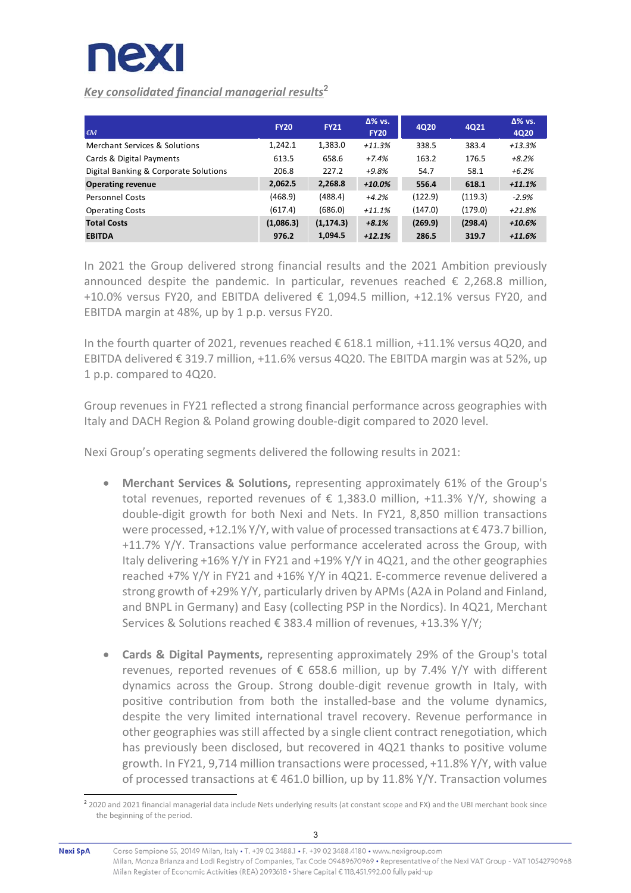*Key consolidated financial managerial results*[2]

| €M | FY20 | FY21 | Δ% vs. FY20 | 4Q20 | 4Q21 | Δ% vs. 4Q20 |
|---|---|---|---|---|---|---|
| Merchant Services & Solutions | 1,242.1 | 1,383.0 | *+11.3%* | 338.5 | 383.4 | *+13.3%* |
| Cards & Digital Payments | 613.5 | 658.6 | *+7.4%* | 163.2 | 176.5 | *+8.2%* |
| Digital Banking & Corporate Solutions | 206.8 | 227.2 | *+9.8%* | 54.7 | 58.1 | *+6.2%* |
| **Operating revenue** | **2,062.5** | **2,268.8** | ***+10.0%*** | **556.4** | **618.1** | ***+11.1%*** |
| Personnel Costs | (468.9) | (488.4) | *+4.2%* | (122.9) | (119.3) | *-2.9%* |
| Operating Costs | (617.4) | (686.0) | *+11.1%* | (147.0) | (179.0) | *+21.8%* |
| **Total Costs** | **(1,086.3)** | **(1,174.3)** | ***+8.1%*** | **(269.9)** | **(298.4)** | ***+10.6%*** |
| **EBITDA** | **976.2** | **1,094.5** | ***+12.1%*** | **286.5** | **319.7** | ***+11.6%*** |

In 2021 the Group delivered strong financial results and the 2021 Ambition previously announced despite the pandemic. In particular, revenues reached € 2,268.8 million, +10.0% versus FY20, and EBITDA delivered € 1,094.5 million, +12.1% versus FY20, and EBITDA margin at 48%, up by 1 p.p. versus FY20.

In the fourth quarter of 2021, revenues reached € 618.1 million, +11.1% versus 4Q20, and EBITDA delivered € 319.7 million, +11.6% versus 4Q20. The EBITDA margin was at 52%, up 1 p.p. compared to 4Q20.

Group revenues in FY21 reflected a strong financial performance across geographies with Italy and DACH Region & Poland growing double-digit compared to 2020 level.

Nexi Group's operating segments delivered the following results in 2021:

- **Merchant Services & Solutions,** representing approximately 61% of the Group's total revenues, reported revenues of € 1,383.0 million, +11.3% Y/Y, showing a double-digit growth for both Nexi and Nets. In FY21, 8,850 million transactions were processed, +12.1% Y/Y, with value of processed transactions at € 473.7 billion, +11.7% Y/Y. Transactions value performance accelerated across the Group, with Italy delivering +16% Y/Y in FY21 and +19% Y/Y in 4Q21, and the other geographies reached +7% Y/Y in FY21 and +16% Y/Y in 4Q21. E-commerce revenue delivered a strong growth of +29% Y/Y, particularly driven by APMs (A2A in Poland and Finland, and BNPL in Germany) and Easy (collecting PSP in the Nordics). In 4Q21, Merchant Services & Solutions reached € 383.4 million of revenues, +13.3% Y/Y;

- **Cards & Digital Payments,** representing approximately 29% of the Group's total revenues, reported revenues of € 658.6 million, up by 7.4% Y/Y with different dynamics across the Group. Strong double-digit revenue growth in Italy, with positive contribution from both the installed-base and the volume dynamics, despite the very limited international travel recovery. Revenue performance in other geographies was still affected by a single client contract renegotiation, which has previously been disclosed, but recovered in 4Q21 thanks to positive volume growth. In FY21, 9,714 million transactions were processed, +11.8% Y/Y, with value of processed transactions at € 461.0 billion, up by 11.8% Y/Y. Transaction volumes

[2] 2020 and 2021 financial managerial data include Nets underlying results (at constant scope and FX) and the UBI merchant book since the beginning of the period.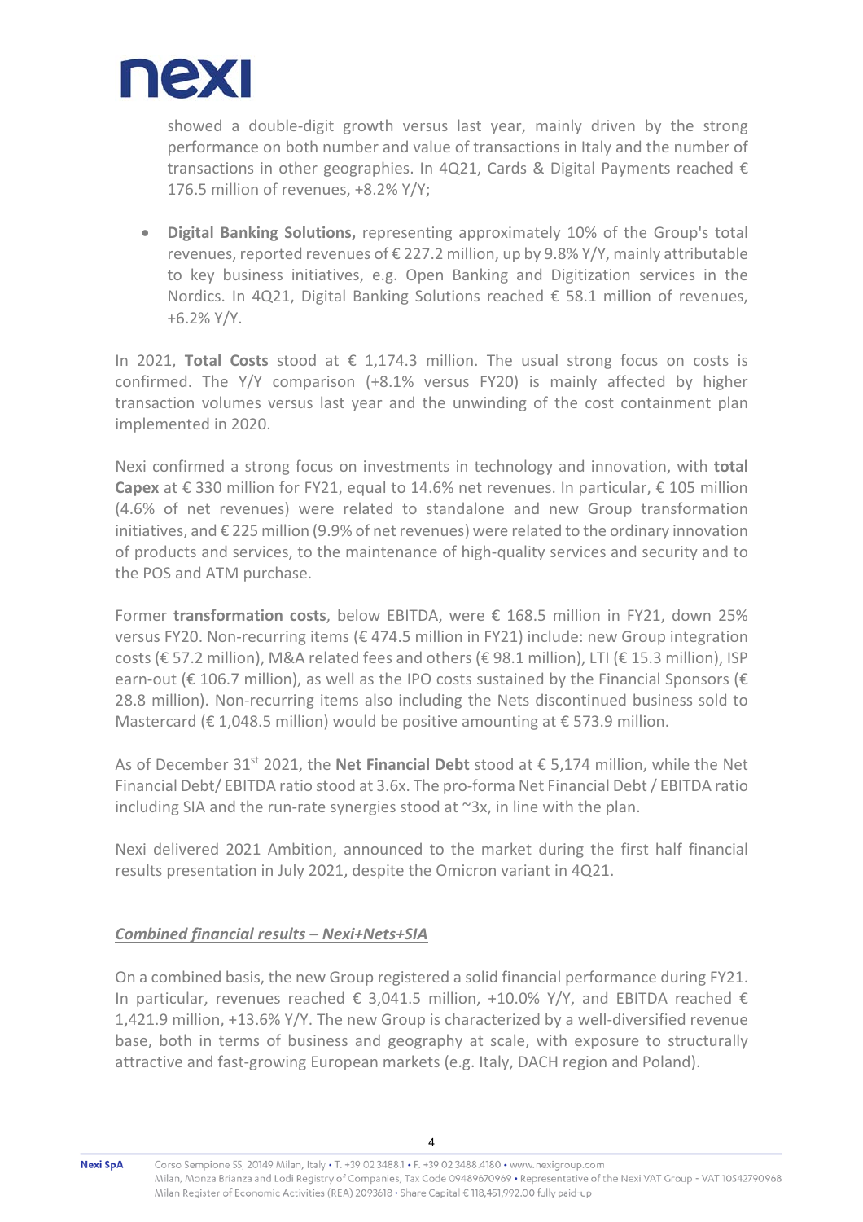showed a double-digit growth versus last year, mainly driven by the strong performance on both number and value of transactions in Italy and the number of transactions in other geographies. In 4Q21, Cards & Digital Payments reached € 176.5 million of revenues, +8.2% Y/Y;

- **Digital Banking Solutions,** representing approximately 10% of the Group's total revenues, reported revenues of € 227.2 million, up by 9.8% Y/Y, mainly attributable to key business initiatives, e.g. Open Banking and Digitization services in the Nordics. In 4Q21, Digital Banking Solutions reached € 58.1 million of revenues, +6.2% Y/Y.

In 2021, **Total Costs** stood at € 1,174.3 million. The usual strong focus on costs is confirmed. The Y/Y comparison (+8.1% versus FY20) is mainly affected by higher transaction volumes versus last year and the unwinding of the cost containment plan implemented in 2020.

Nexi confirmed a strong focus on investments in technology and innovation, with **total Capex** at € 330 million for FY21, equal to 14.6% net revenues. In particular, € 105 million (4.6% of net revenues) were related to standalone and new Group transformation initiatives, and € 225 million (9.9% of net revenues) were related to the ordinary innovation of products and services, to the maintenance of high-quality services and security and to the POS and ATM purchase.

Former **transformation costs**, below EBITDA, were € 168.5 million in FY21, down 25% versus FY20. Non-recurring items (€ 474.5 million in FY21) include: new Group integration costs (€ 57.2 million), M&A related fees and others (€ 98.1 million), LTI (€ 15.3 million), ISP earn-out (€ 106.7 million), as well as the IPO costs sustained by the Financial Sponsors (€ 28.8 million). Non-recurring items also including the Nets discontinued business sold to Mastercard (€ 1,048.5 million) would be positive amounting at € 573.9 million.

As of December 31st 2021, the **Net Financial Debt** stood at € 5,174 million, while the Net Financial Debt/ EBITDA ratio stood at 3.6x. The pro-forma Net Financial Debt / EBITDA ratio including SIA and the run-rate synergies stood at ~3x, in line with the plan.

Nexi delivered 2021 Ambition, announced to the market during the first half financial results presentation in July 2021, despite the Omicron variant in 4Q21.

***Combined financial results – Nexi+Nets+SIA***

On a combined basis, the new Group registered a solid financial performance during FY21. In particular, revenues reached € 3,041.5 million, +10.0% Y/Y, and EBITDA reached € 1,421.9 million, +13.6% Y/Y. The new Group is characterized by a well-diversified revenue base, both in terms of business and geography at scale, with exposure to structurally attractive and fast-growing European markets (e.g. Italy, DACH region and Poland).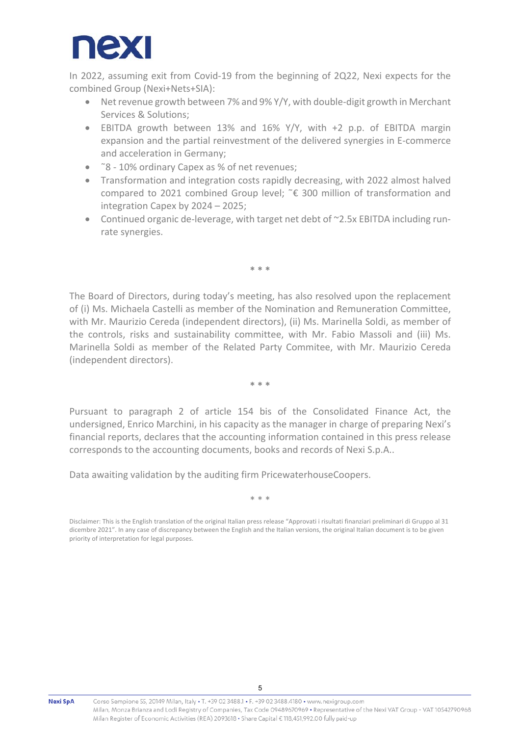In 2022, assuming exit from Covid-19 from the beginning of 2Q22, Nexi expects for the combined Group (Nexi+Nets+SIA):

- Net revenue growth between 7% and 9% Y/Y, with double-digit growth in Merchant Services & Solutions;
- EBITDA growth between 13% and 16% Y/Y, with +2 p.p. of EBITDA margin expansion and the partial reinvestment of the delivered synergies in E-commerce and acceleration in Germany;
- ˜8 - 10% ordinary Capex as % of net revenues;
- Transformation and integration costs rapidly decreasing, with 2022 almost halved compared to 2021 combined Group level; ˜€ 300 million of transformation and integration Capex by 2024 – 2025;
- Continued organic de-leverage, with target net debt of ~2.5x EBITDA including run-rate synergies.

\* \* \*

The Board of Directors, during today's meeting, has also resolved upon the replacement of (i) Ms. Michaela Castelli as member of the Nomination and Remuneration Committee, with Mr. Maurizio Cereda (independent directors), (ii) Ms. Marinella Soldi, as member of the controls, risks and sustainability committee, with Mr. Fabio Massoli and (iii) Ms. Marinella Soldi as member of the Related Party Commitee, with Mr. Maurizio Cereda (independent directors).

\* \* \*

Pursuant to paragraph 2 of article 154 bis of the Consolidated Finance Act, the undersigned, Enrico Marchini, in his capacity as the manager in charge of preparing Nexi's financial reports, declares that the accounting information contained in this press release corresponds to the accounting documents, books and records of Nexi S.p.A..

Data awaiting validation by the auditing firm PricewaterhouseCoopers.

\* \* \*

Disclaimer: This is the English translation of the original Italian press release "Approvati i risultati finanziari preliminari di Gruppo al 31 dicembre 2021". In any case of discrepancy between the English and the Italian versions, the original Italian document is to be given priority of interpretation for legal purposes.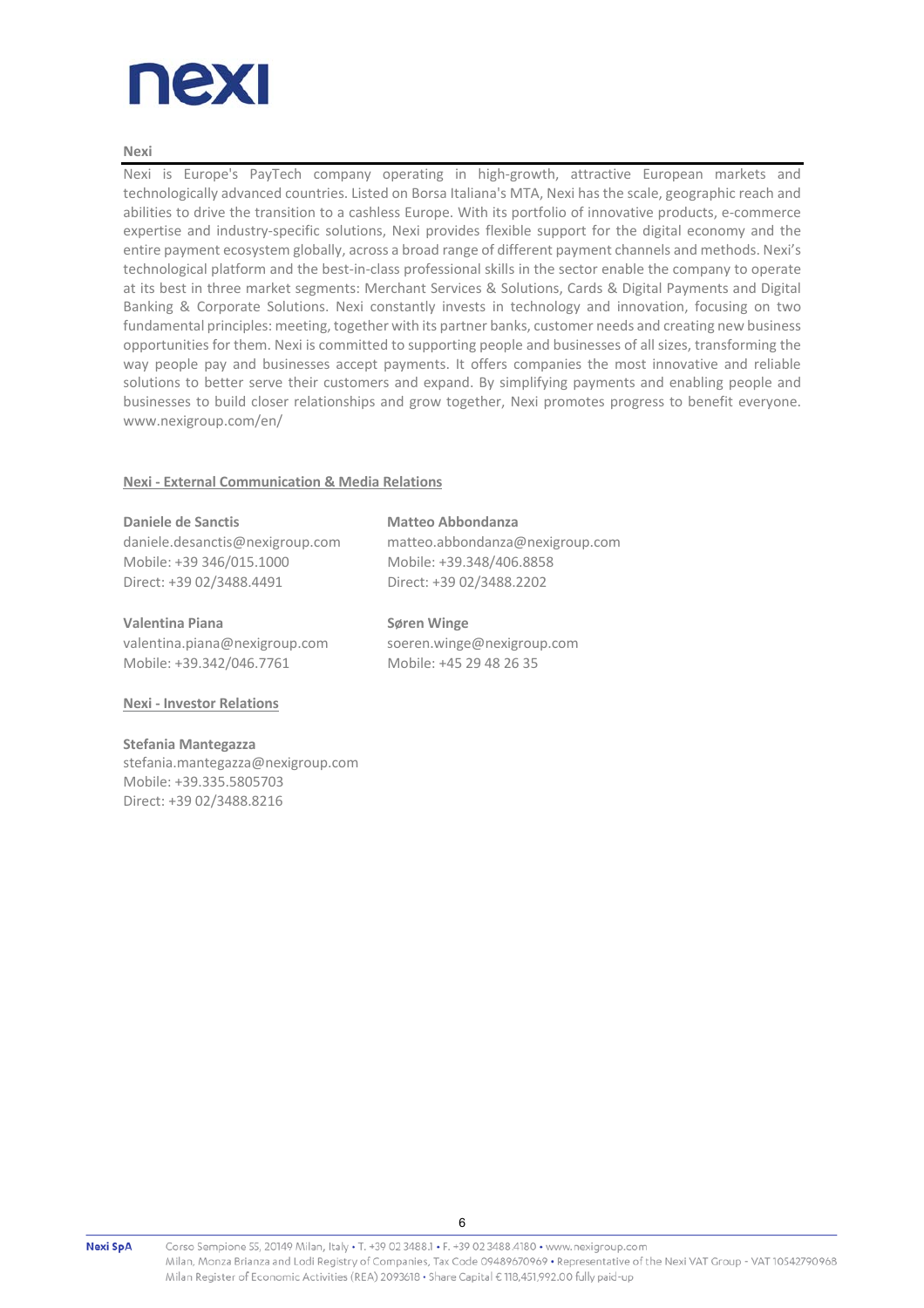**Nexi**

Nexi is Europe's PayTech company operating in high-growth, attractive European markets and technologically advanced countries. Listed on Borsa Italiana's MTA, Nexi has the scale, geographic reach and abilities to drive the transition to a cashless Europe. With its portfolio of innovative products, e-commerce expertise and industry-specific solutions, Nexi provides flexible support for the digital economy and the entire payment ecosystem globally, across a broad range of different payment channels and methods. Nexi's technological platform and the best-in-class professional skills in the sector enable the company to operate at its best in three market segments: Merchant Services & Solutions, Cards & Digital Payments and Digital Banking & Corporate Solutions. Nexi constantly invests in technology and innovation, focusing on two fundamental principles: meeting, together with its partner banks, customer needs and creating new business opportunities for them. Nexi is committed to supporting people and businesses of all sizes, transforming the way people pay and businesses accept payments. It offers companies the most innovative and reliable solutions to better serve their customers and expand. By simplifying payments and enabling people and businesses to build closer relationships and grow together, Nexi promotes progress to benefit everyone. www.nexigroup.com/en/

**Nexi - External Communication & Media Relations**

**Daniele de Sanctis**
daniele.desanctis@nexigroup.com
Mobile: +39 346/015.1000
Direct: +39 02/3488.4491

**Matteo Abbondanza**
matteo.abbondanza@nexigroup.com
Mobile: +39.348/406.8858
Direct: +39 02/3488.2202

**Valentina Piana**
valentina.piana@nexigroup.com
Mobile: +39.342/046.7761

**Søren Winge**
soeren.winge@nexigroup.com
Mobile: +45 29 48 26 35

**Nexi - Investor Relations**

**Stefania Mantegazza**
stefania.mantegazza@nexigroup.com
Mobile: +39.335.5805703
Direct: +39 02/3488.8216